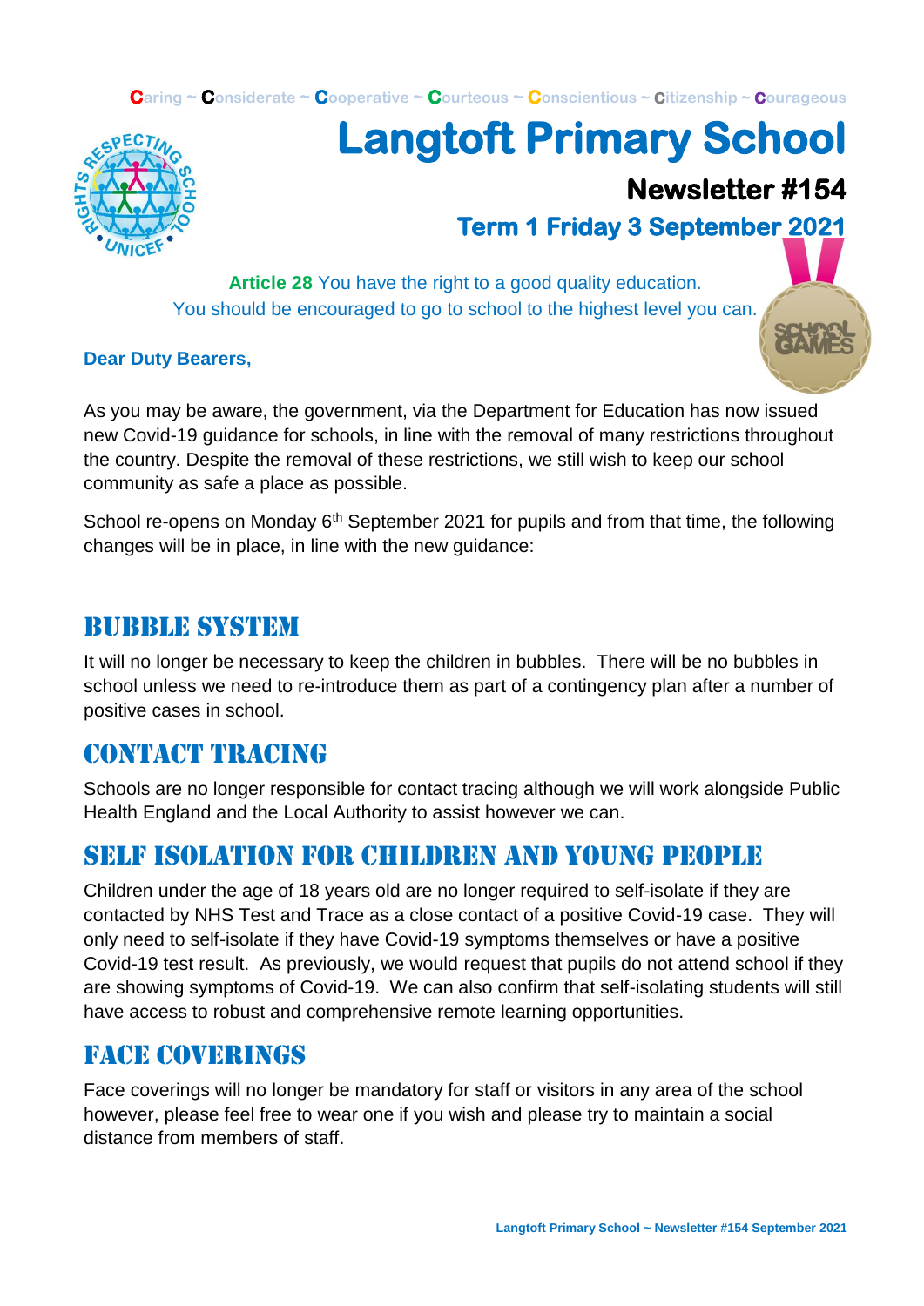Caring ~ Considerate ~ Cooperative ~ Courteous ~ Conscientious ~ Citizenship ~ Courageous

# Langtoft Primary School

## Newsletter #154

### Term 1 Friday 3 September 2021

**Article 28** You have the right to a good quality education.
You should be encouraged to go to school to the highest level you can.

**Dear Duty Bearers,**

As you may be aware, the government, via the Department for Education has now issued new Covid-19 guidance for schools, in line with the removal of many restrictions throughout the country. Despite the removal of these restrictions, we still wish to keep our school community as safe a place as possible.

School re-opens on Monday 6th September 2021 for pupils and from that time, the following changes will be in place, in line with the new guidance:

## Bubble System

It will no longer be necessary to keep the children in bubbles. There will be no bubbles in school unless we need to re-introduce them as part of a contingency plan after a number of positive cases in school.

## Contact Tracing

Schools are no longer responsible for contact tracing although we will work alongside Public Health England and the Local Authority to assist however we can.

## Self Isolation for Children and Young People

Children under the age of 18 years old are no longer required to self-isolate if they are contacted by NHS Test and Trace as a close contact of a positive Covid-19 case. They will only need to self-isolate if they have Covid-19 symptoms themselves or have a positive Covid-19 test result. As previously, we would request that pupils do not attend school if they are showing symptoms of Covid-19. We can also confirm that self-isolating students will still have access to robust and comprehensive remote learning opportunities.

## Face Coverings

Face coverings will no longer be mandatory for staff or visitors in any area of the school however, please feel free to wear one if you wish and please try to maintain a social distance from members of staff.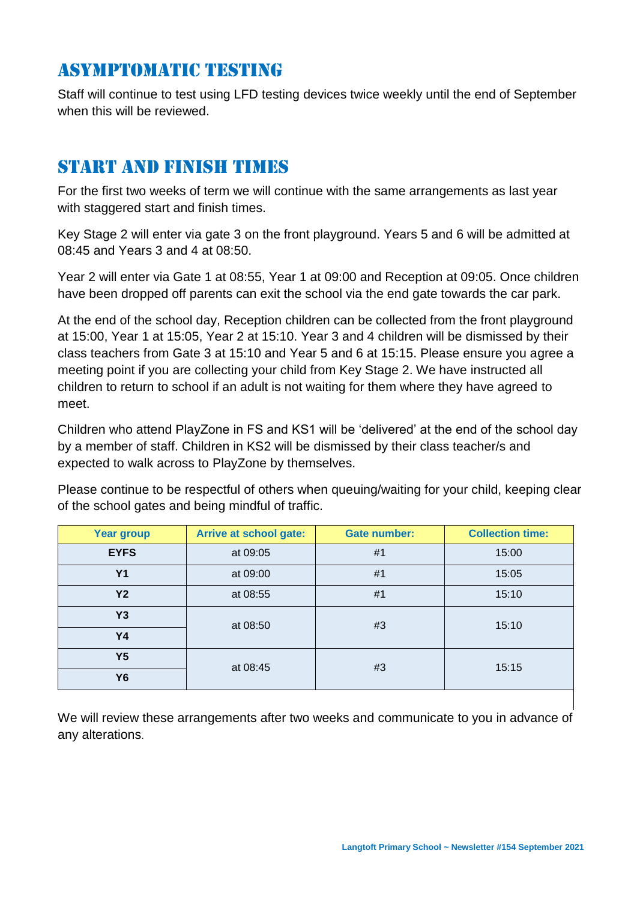## Asymptomatic Testing

Staff will continue to test using LFD testing devices twice weekly until the end of September when this will be reviewed.

## Start and Finish Times

For the first two weeks of term we will continue with the same arrangements as last year with staggered start and finish times.

Key Stage 2 will enter via gate 3 on the front playground. Years 5 and 6 will be admitted at 08:45 and Years 3 and 4 at 08:50.

Year 2 will enter via Gate 1 at 08:55, Year 1 at 09:00 and Reception at 09:05. Once children have been dropped off parents can exit the school via the end gate towards the car park.

At the end of the school day, Reception children can be collected from the front playground at 15:00, Year 1 at 15:05, Year 2 at 15:10. Year 3 and 4 children will be dismissed by their class teachers from Gate 3 at 15:10 and Year 5 and 6 at 15:15. Please ensure you agree a meeting point if you are collecting your child from Key Stage 2. We have instructed all children to return to school if an adult is not waiting for them where they have agreed to meet.

Children who attend PlayZone in FS and KS1 will be 'delivered' at the end of the school day by a member of staff. Children in KS2 will be dismissed by their class teacher/s and expected to walk across to PlayZone by themselves.

Please continue to be respectful of others when queuing/waiting for your child, keeping clear of the school gates and being mindful of traffic.

| Year group | Arrive at school gate: | Gate number: | Collection time: |
|---|---|---|---|
| **EYFS** | at 09:05 | #1 | 15:00 |
| **Y1** | at 09:00 | #1 | 15:05 |
| **Y2** | at 08:55 | #1 | 15:10 |
| **Y3** | at 08:50 | #3 | 15:10 |
| **Y4** | | | |
| **Y5** | at 08:45 | #3 | 15:15 |
| **Y6** | | | |

We will review these arrangements after two weeks and communicate to you in advance of any alterations.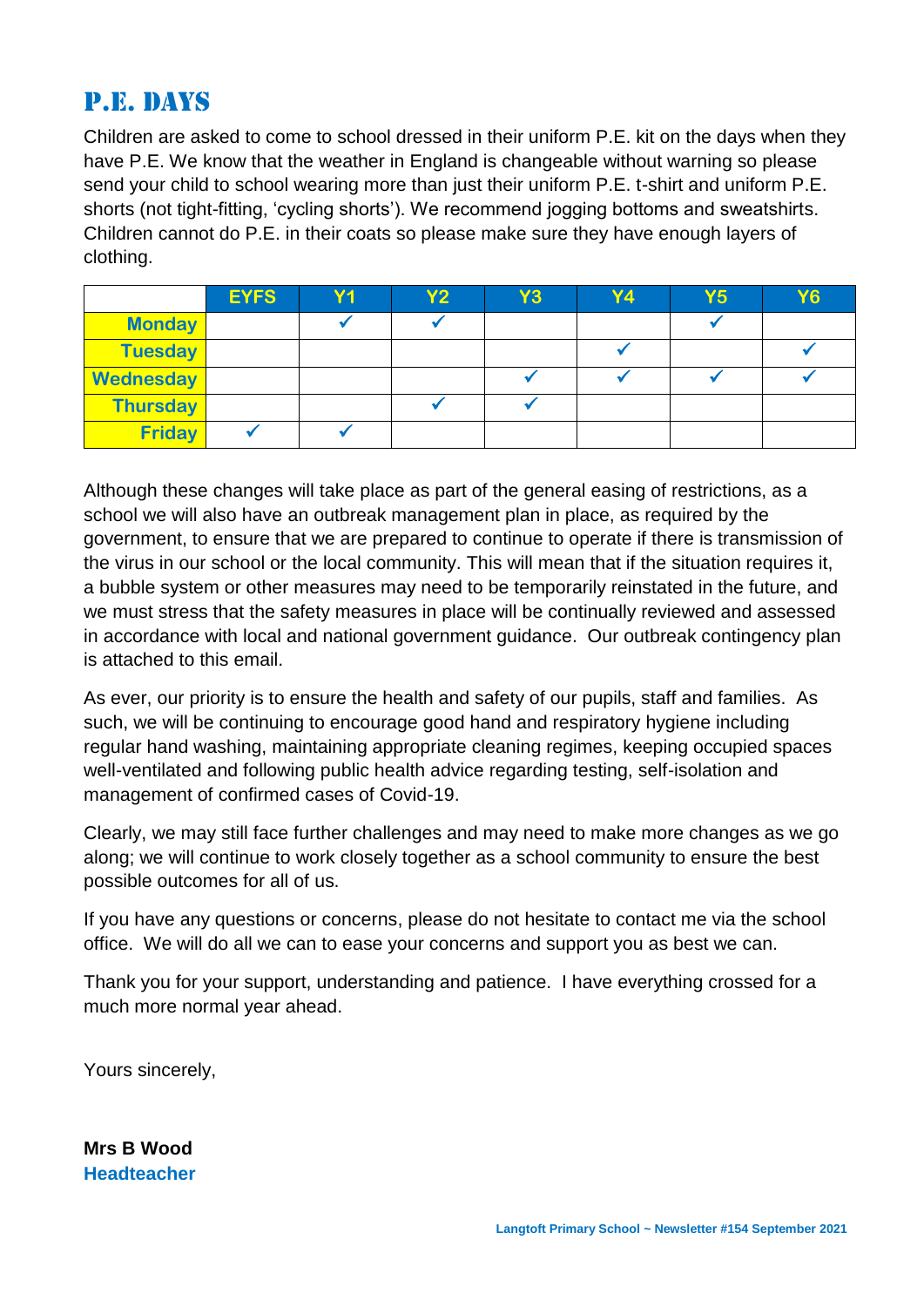# P.E. Days

Children are asked to come to school dressed in their uniform P.E. kit on the days when they have P.E. We know that the weather in England is changeable without warning so please send your child to school wearing more than just their uniform P.E. t-shirt and uniform P.E. shorts (not tight-fitting, 'cycling shorts'). We recommend jogging bottoms and sweatshirts. Children cannot do P.E. in their coats so please make sure they have enough layers of clothing.

| | EYFS | Y1 | Y2 | Y3 | Y4 | Y5 | Y6 |
|---|---|---|---|---|---|---|---|
| Monday | | ✓ | ✓ | | | ✓ | |
| Tuesday | | | | | ✓ | | ✓ |
| Wednesday | | | | ✓ | ✓ | ✓ | ✓ |
| Thursday | | | ✓ | ✓ | | | |
| Friday | ✓ | ✓ | | | | | |

Although these changes will take place as part of the general easing of restrictions, as a school we will also have an outbreak management plan in place, as required by the government, to ensure that we are prepared to continue to operate if there is transmission of the virus in our school or the local community. This will mean that if the situation requires it, a bubble system or other measures may need to be temporarily reinstated in the future, and we must stress that the safety measures in place will be continually reviewed and assessed in accordance with local and national government guidance. Our outbreak contingency plan is attached to this email.

As ever, our priority is to ensure the health and safety of our pupils, staff and families. As such, we will be continuing to encourage good hand and respiratory hygiene including regular hand washing, maintaining appropriate cleaning regimes, keeping occupied spaces well-ventilated and following public health advice regarding testing, self-isolation and management of confirmed cases of Covid-19.

Clearly, we may still face further challenges and may need to make more changes as we go along; we will continue to work closely together as a school community to ensure the best possible outcomes for all of us.

If you have any questions or concerns, please do not hesitate to contact me via the school office. We will do all we can to ease your concerns and support you as best we can.

Thank you for your support, understanding and patience. I have everything crossed for a much more normal year ahead.

Yours sincerely,

**Mrs B Wood**
**Headteacher**